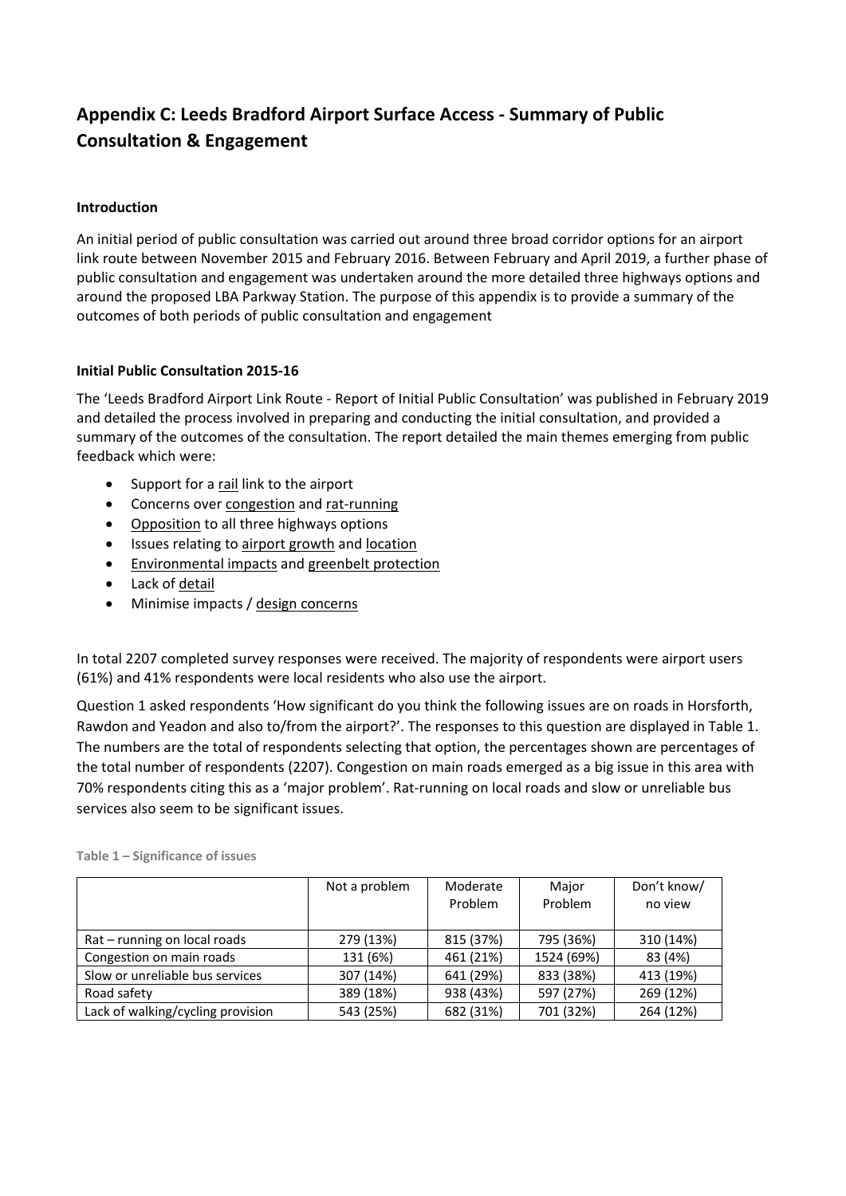# Appendix C: Leeds Bradford Airport Surface Access - Summary of Public Consultation & Engagement

**Introduction**

An initial period of public consultation was carried out around three broad corridor options for an airport link route between November 2015 and February 2016. Between February and April 2019, a further phase of public consultation and engagement was undertaken around the more detailed three highways options and around the proposed LBA Parkway Station. The purpose of this appendix is to provide a summary of the outcomes of both periods of public consultation and engagement

**Initial Public Consultation 2015-16**

The 'Leeds Bradford Airport Link Route - Report of Initial Public Consultation' was published in February 2019 and detailed the process involved in preparing and conducting the initial consultation, and provided a summary of the outcomes of the consultation. The report detailed the main themes emerging from public feedback which were:

- Support for a rail link to the airport
- Concerns over congestion and rat-running
- Opposition to all three highways options
- Issues relating to airport growth and location
- Environmental impacts and greenbelt protection
- Lack of detail
- Minimise impacts / design concerns

In total 2207 completed survey responses were received. The majority of respondents were airport users (61%) and 41% respondents were local residents who also use the airport.

Question 1 asked respondents 'How significant do you think the following issues are on roads in Horsforth, Rawdon and Yeadon and also to/from the airport?'. The responses to this question are displayed in Table 1. The numbers are the total of respondents selecting that option, the percentages shown are percentages of the total number of respondents (2207). Congestion on main roads emerged as a big issue in this area with 70% respondents citing this as a 'major problem'. Rat-running on local roads and slow or unreliable bus services also seem to be significant issues.

Table 1 – Significance of issues

| | Not a problem | Moderate Problem | Major Problem | Don't know/ no view |
|---|---|---|---|---|
| Rat – running on local roads | 279 (13%) | 815 (37%) | 795 (36%) | 310 (14%) |
| Congestion on main roads | 131 (6%) | 461 (21%) | 1524 (69%) | 83 (4%) |
| Slow or unreliable bus services | 307 (14%) | 641 (29%) | 833 (38%) | 413 (19%) |
| Road safety | 389 (18%) | 938 (43%) | 597 (27%) | 269 (12%) |
| Lack of walking/cycling provision | 543 (25%) | 682 (31%) | 701 (32%) | 264 (12%) |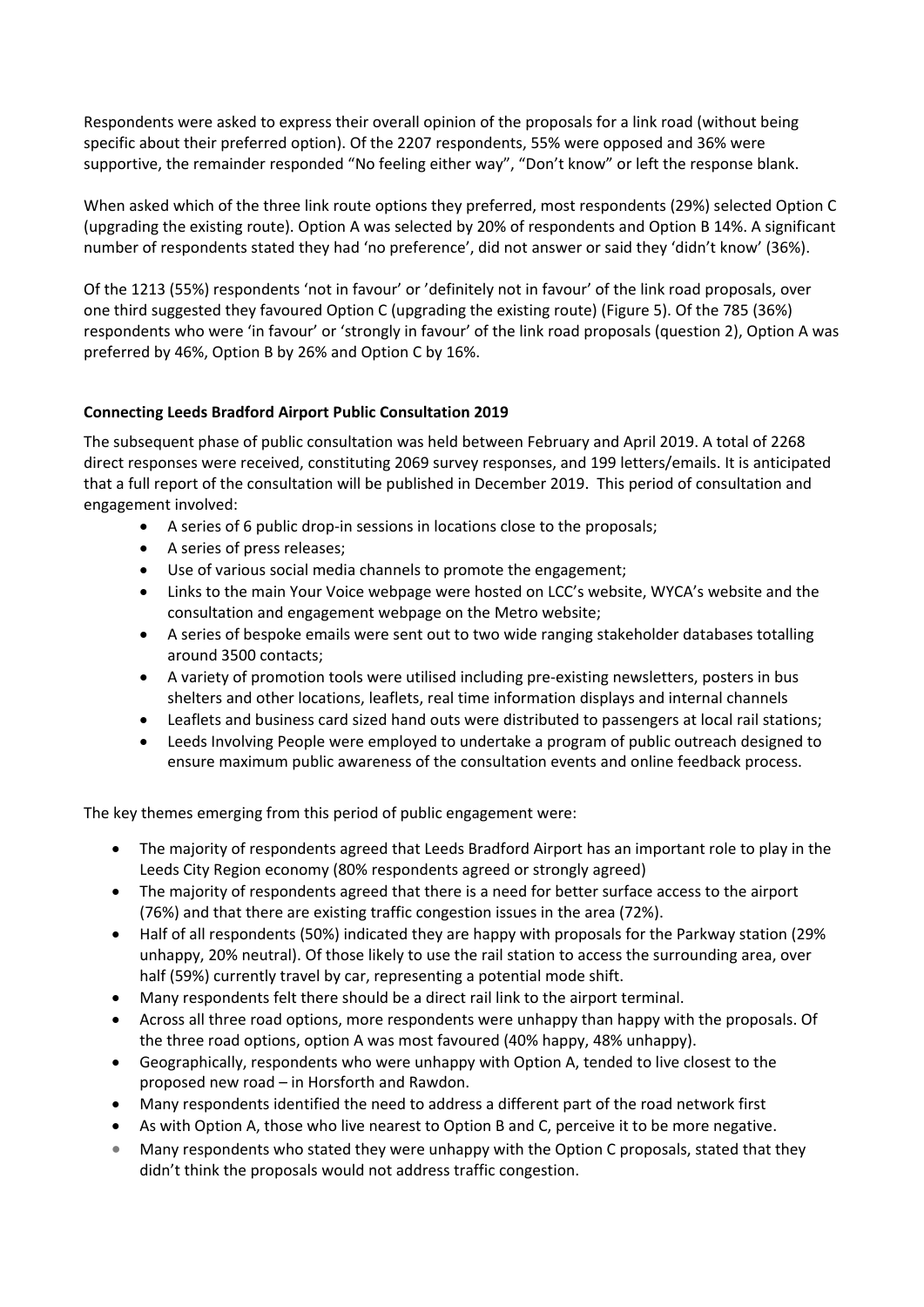Respondents were asked to express their overall opinion of the proposals for a link road (without being specific about their preferred option). Of the 2207 respondents, 55% were opposed and 36% were supportive, the remainder responded "No feeling either way", "Don't know" or left the response blank.

When asked which of the three link route options they preferred, most respondents (29%) selected Option C (upgrading the existing route). Option A was selected by 20% of respondents and Option B 14%. A significant number of respondents stated they had 'no preference', did not answer or said they 'didn't know' (36%).

Of the 1213 (55%) respondents 'not in favour' or 'definitely not in favour' of the link road proposals, over one third suggested they favoured Option C (upgrading the existing route) (Figure 5). Of the 785 (36%) respondents who were 'in favour' or 'strongly in favour' of the link road proposals (question 2), Option A was preferred by 46%, Option B by 26% and Option C by 16%.

**Connecting Leeds Bradford Airport Public Consultation 2019**

The subsequent phase of public consultation was held between February and April 2019. A total of 2268 direct responses were received, constituting 2069 survey responses, and 199 letters/emails. It is anticipated that a full report of the consultation will be published in December 2019. This period of consultation and engagement involved:

- A series of 6 public drop-in sessions in locations close to the proposals;
- A series of press releases;
- Use of various social media channels to promote the engagement;
- Links to the main Your Voice webpage were hosted on LCC's website, WYCA's website and the consultation and engagement webpage on the Metro website;
- A series of bespoke emails were sent out to two wide ranging stakeholder databases totalling around 3500 contacts;
- A variety of promotion tools were utilised including pre-existing newsletters, posters in bus shelters and other locations, leaflets, real time information displays and internal channels
- Leaflets and business card sized hand outs were distributed to passengers at local rail stations;
- Leeds Involving People were employed to undertake a program of public outreach designed to ensure maximum public awareness of the consultation events and online feedback process.

The key themes emerging from this period of public engagement were:

- The majority of respondents agreed that Leeds Bradford Airport has an important role to play in the Leeds City Region economy (80% respondents agreed or strongly agreed)
- The majority of respondents agreed that there is a need for better surface access to the airport (76%) and that there are existing traffic congestion issues in the area (72%).
- Half of all respondents (50%) indicated they are happy with proposals for the Parkway station (29% unhappy, 20% neutral). Of those likely to use the rail station to access the surrounding area, over half (59%) currently travel by car, representing a potential mode shift.
- Many respondents felt there should be a direct rail link to the airport terminal.
- Across all three road options, more respondents were unhappy than happy with the proposals. Of the three road options, option A was most favoured (40% happy, 48% unhappy).
- Geographically, respondents who were unhappy with Option A, tended to live closest to the proposed new road – in Horsforth and Rawdon.
- Many respondents identified the need to address a different part of the road network first
- As with Option A, those who live nearest to Option B and C, perceive it to be more negative.
- Many respondents who stated they were unhappy with the Option C proposals, stated that they didn't think the proposals would not address traffic congestion.